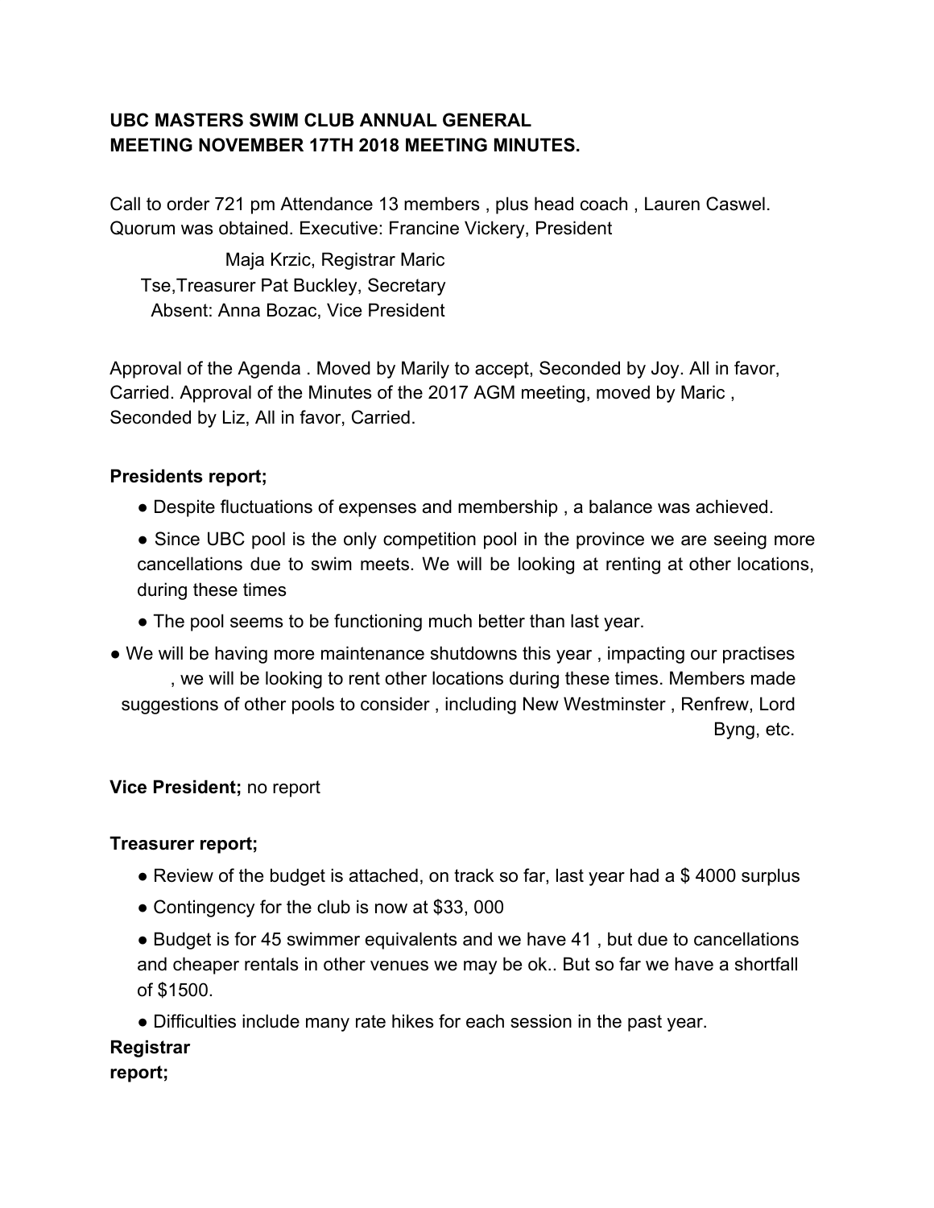**UBC MASTERS SWIM CLUB ANNUAL GENERAL MEETING NOVEMBER 17TH 2018 MEETING MINUTES.**

Call to order 721 pm Attendance 13 members , plus head coach , Lauren Caswel. Quorum was obtained. Executive: Francine Vickery, President

Maja Krzic, Registrar Maric Tse,Treasurer Pat Buckley, Secretary Absent: Anna Bozac, Vice President

Approval of the Agenda . Moved by Marily to accept, Seconded by Joy. All in favor, Carried. Approval of the Minutes of the 2017 AGM meeting, moved by Maric , Seconded by Liz, All in favor, Carried.

**Presidents report;**

- Despite fluctuations of expenses and membership , a balance was achieved.
- Since UBC pool is the only competition pool in the province we are seeing more cancellations due to swim meets. We will be looking at renting at other locations, during these times
- The pool seems to be functioning much better than last year.
- We will be having more maintenance shutdowns this year , impacting our practises , we will be looking to rent other locations during these times. Members made suggestions of other pools to consider , including New Westminster , Renfrew, Lord Byng, etc.

**Vice President;** no report

**Treasurer report;**

- Review of the budget is attached, on track so far, last year had a $ 4000 surplus
- Contingency for the club is now at $33, 000
- Budget is for 45 swimmer equivalents and we have 41 , but due to cancellations and cheaper rentals in other venues we may be ok.. But so far we have a shortfall of $1500.
- Difficulties include many rate hikes for each session in the past year.

**Registrar report;**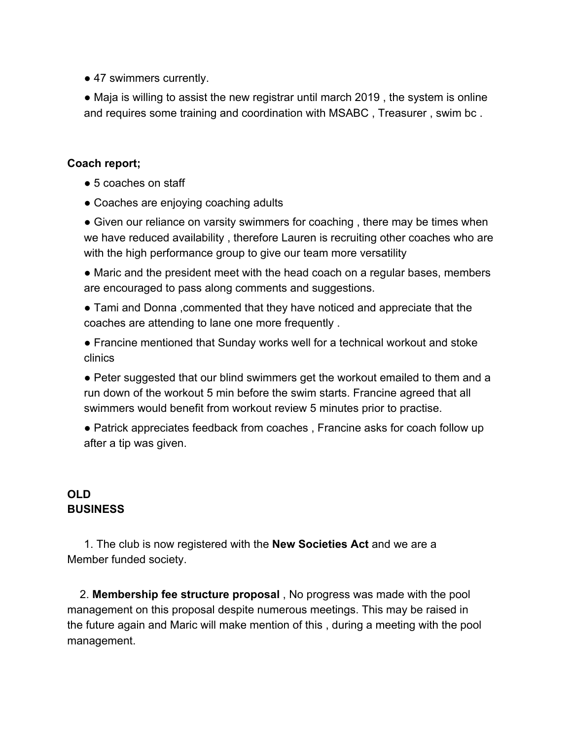- 47 swimmers currently.
- Maja is willing to assist the new registrar until march 2019 , the system is online and requires some training and coordination with MSABC , Treasurer , swim bc .

**Coach report;**

- 5 coaches on staff
- Coaches are enjoying coaching adults
- Given our reliance on varsity swimmers for coaching , there may be times when we have reduced availability , therefore Lauren is recruiting other coaches who are with the high performance group to give our team more versatility
- Maric and the president meet with the head coach on a regular bases, members are encouraged to pass along comments and suggestions.
- Tami and Donna ,commented that they have noticed and appreciate that the coaches are attending to lane one more frequently .
- Francine mentioned that Sunday works well for a technical workout and stoke clinics
- Peter suggested that our blind swimmers get the workout emailed to them and a run down of the workout 5 min before the swim starts. Francine agreed that all swimmers would benefit from workout review 5 minutes prior to practise.
- Patrick appreciates feedback from coaches , Francine asks for coach follow up after a tip was given.

**OLD BUSINESS**

1. The club is now registered with the **New Societies Act** and we are a Member funded society.

2. **Membership fee structure proposal** , No progress was made with the pool management on this proposal despite numerous meetings. This may be raised in the future again and Maric will make mention of this , during a meeting with the pool management.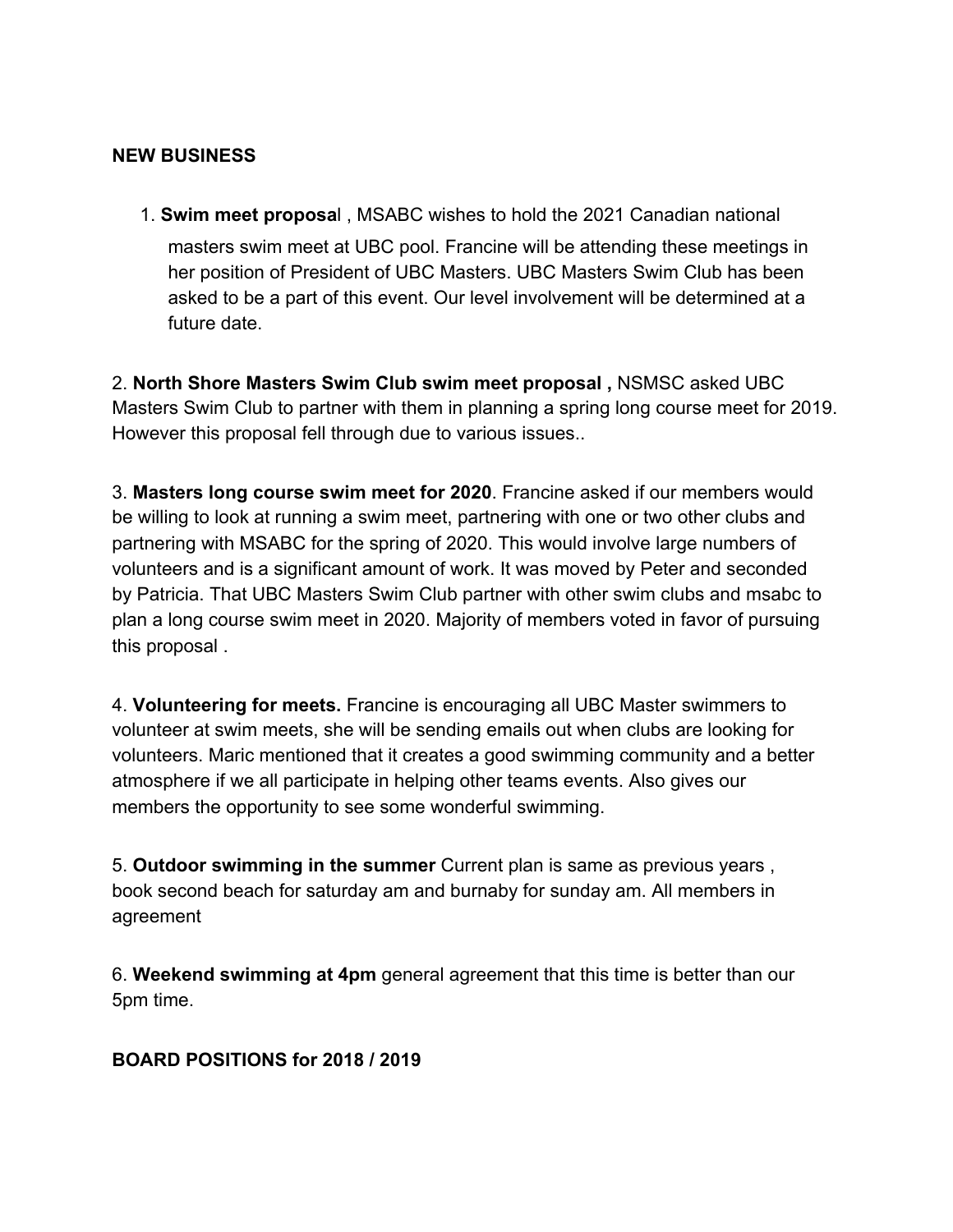**NEW BUSINESS**

1. **Swim meet proposa**l , MSABC wishes to hold the 2021 Canadian national masters swim meet at UBC pool. Francine will be attending these meetings in her position of President of UBC Masters. UBC Masters Swim Club has been asked to be a part of this event. Our level involvement will be determined at a future date.

2. **North Shore Masters Swim Club swim meet proposal ,** NSMSC asked UBC Masters Swim Club to partner with them in planning a spring long course meet for 2019. However this proposal fell through due to various issues..

3. **Masters long course swim meet for 2020**. Francine asked if our members would be willing to look at running a swim meet, partnering with one or two other clubs and partnering with MSABC for the spring of 2020. This would involve large numbers of volunteers and is a significant amount of work. It was moved by Peter and seconded by Patricia. That UBC Masters Swim Club partner with other swim clubs and msabc to plan a long course swim meet in 2020. Majority of members voted in favor of pursuing this proposal .

4. **Volunteering for meets.** Francine is encouraging all UBC Master swimmers to volunteer at swim meets, she will be sending emails out when clubs are looking for volunteers. Maric mentioned that it creates a good swimming community and a better atmosphere if we all participate in helping other teams events. Also gives our members the opportunity to see some wonderful swimming.

5. **Outdoor swimming in the summer** Current plan is same as previous years , book second beach for saturday am and burnaby for sunday am. All members in agreement

6. **Weekend swimming at 4pm** general agreement that this time is better than our 5pm time.

**BOARD POSITIONS for 2018 / 2019**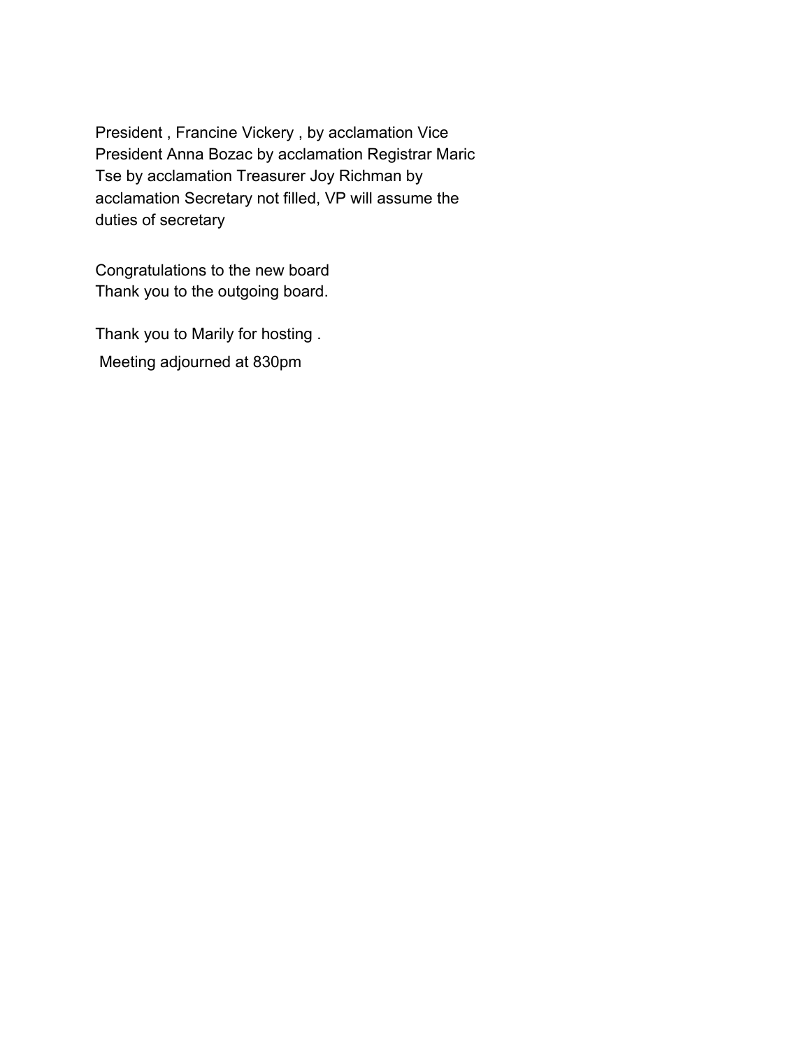President , Francine Vickery , by acclamation Vice President Anna Bozac by acclamation Registrar Maric Tse by acclamation Treasurer Joy Richman by acclamation Secretary not filled, VP will assume the duties of secretary

Congratulations to the new board
Thank you to the outgoing board.

Thank you to Marily for hosting .

Meeting adjourned at 830pm